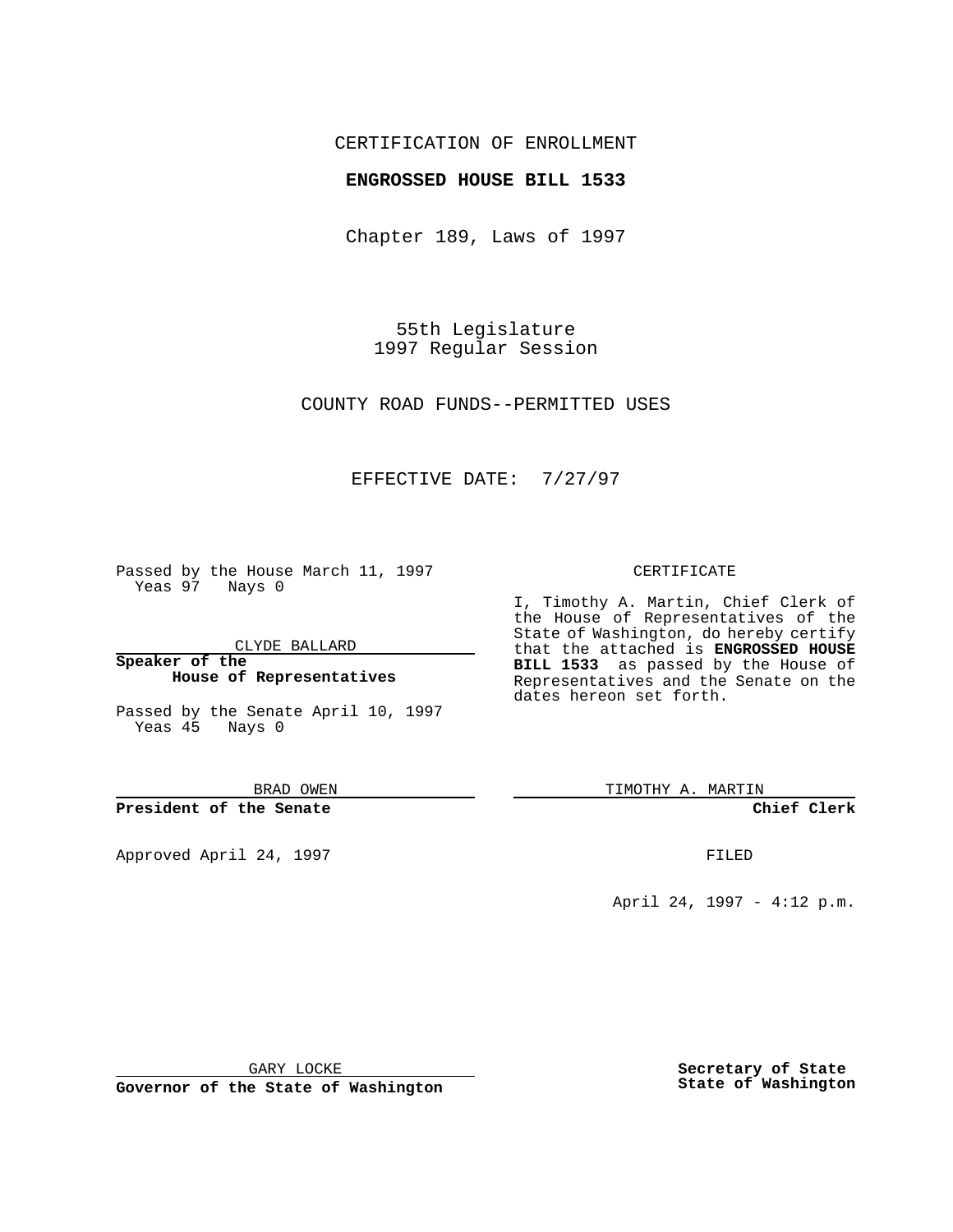CERTIFICATION OF ENROLLMENT

**ENGROSSED HOUSE BILL 1533**

Chapter 189, Laws of 1997

55th Legislature
1997 Regular Session

COUNTY ROAD FUNDS--PERMITTED USES

EFFECTIVE DATE: 7/27/97

Passed by the House March 11, 1997
Yeas 97 Nays 0

CLYDE BALLARD

**Speaker of the House of Representatives**

Passed by the Senate April 10, 1997
Yeas 45 Nays 0

BRAD OWEN

**President of the Senate**

Approved April 24, 1997

GARY LOCKE

**Governor of the State of Washington**

CERTIFICATE

I, Timothy A. Martin, Chief Clerk of the House of Representatives of the State of Washington, do hereby certify that the attached is **ENGROSSED HOUSE BILL 1533** as passed by the House of Representatives and the Senate on the dates hereon set forth.

TIMOTHY A. MARTIN

**Chief Clerk**

FILED

April 24, 1997 - 4:12 p.m.

**Secretary of State**
**State of Washington**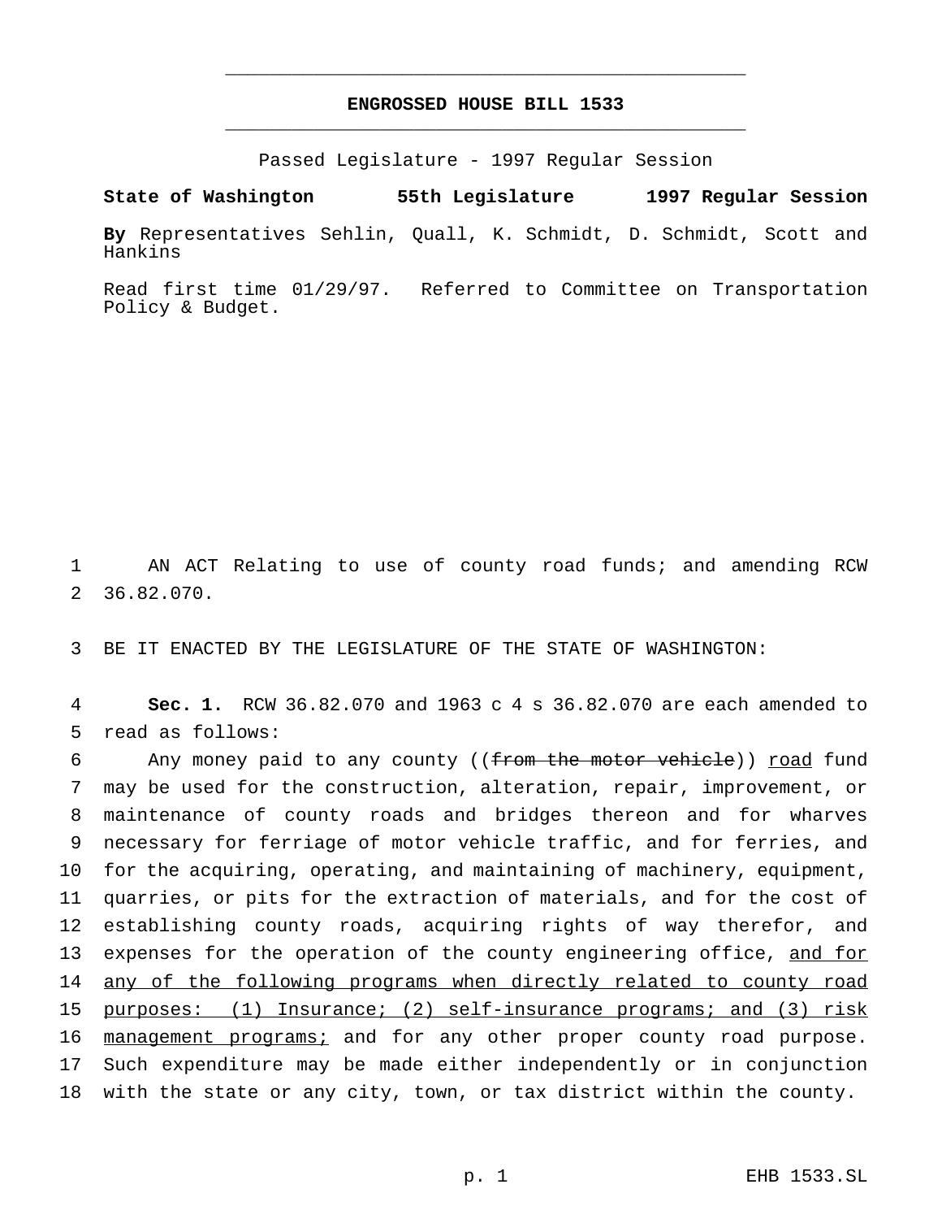# ENGROSSED HOUSE BILL 1533

Passed Legislature - 1997 Regular Session

**State of Washington 55th Legislature 1997 Regular Session**

**By** Representatives Sehlin, Quall, K. Schmidt, D. Schmidt, Scott and Hankins

Read first time 01/29/97. Referred to Committee on Transportation Policy & Budget.

AN ACT Relating to use of county road funds; and amending RCW 36.82.070.

BE IT ENACTED BY THE LEGISLATURE OF THE STATE OF WASHINGTON:

**Sec. 1.** RCW 36.82.070 and 1963 c 4 s 36.82.070 are each amended to read as follows:

Any money paid to any county ((~~from the motor vehicle~~)) <u>road</u> fund may be used for the construction, alteration, repair, improvement, or maintenance of county roads and bridges thereon and for wharves necessary for ferriage of motor vehicle traffic, and for ferries, and for the acquiring, operating, and maintaining of machinery, equipment, quarries, or pits for the extraction of materials, and for the cost of establishing county roads, acquiring rights of way therefor, and expenses for the operation of the county engineering office, <u>and for any of the following programs when directly related to county road purposes: (1) Insurance; (2) self-insurance programs; and (3) risk management programs;</u> and for any other proper county road purpose. Such expenditure may be made either independently or in conjunction with the state or any city, town, or tax district within the county.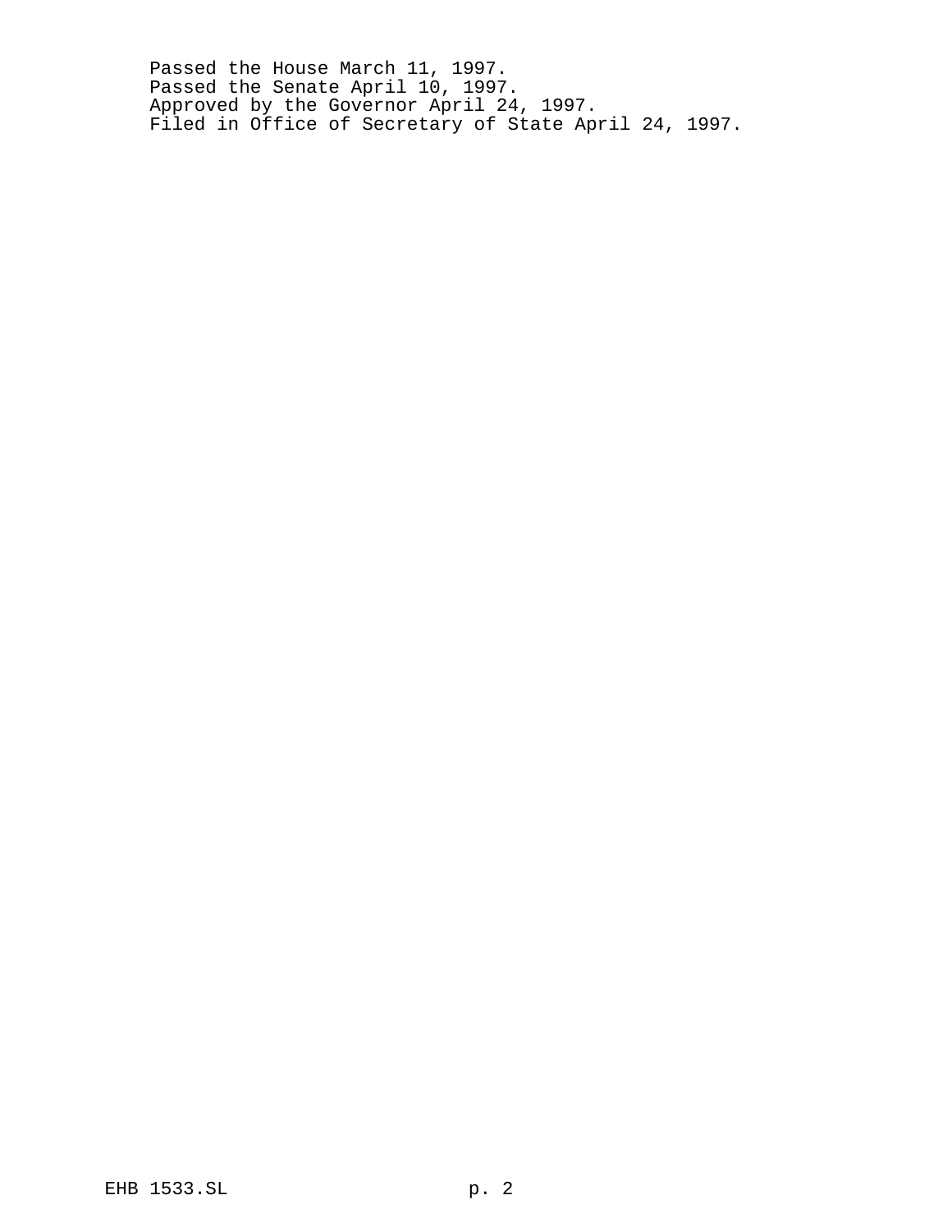Passed the House March 11, 1997.
Passed the Senate April 10, 1997.
Approved by the Governor April 24, 1997.
Filed in Office of Secretary of State April 24, 1997.